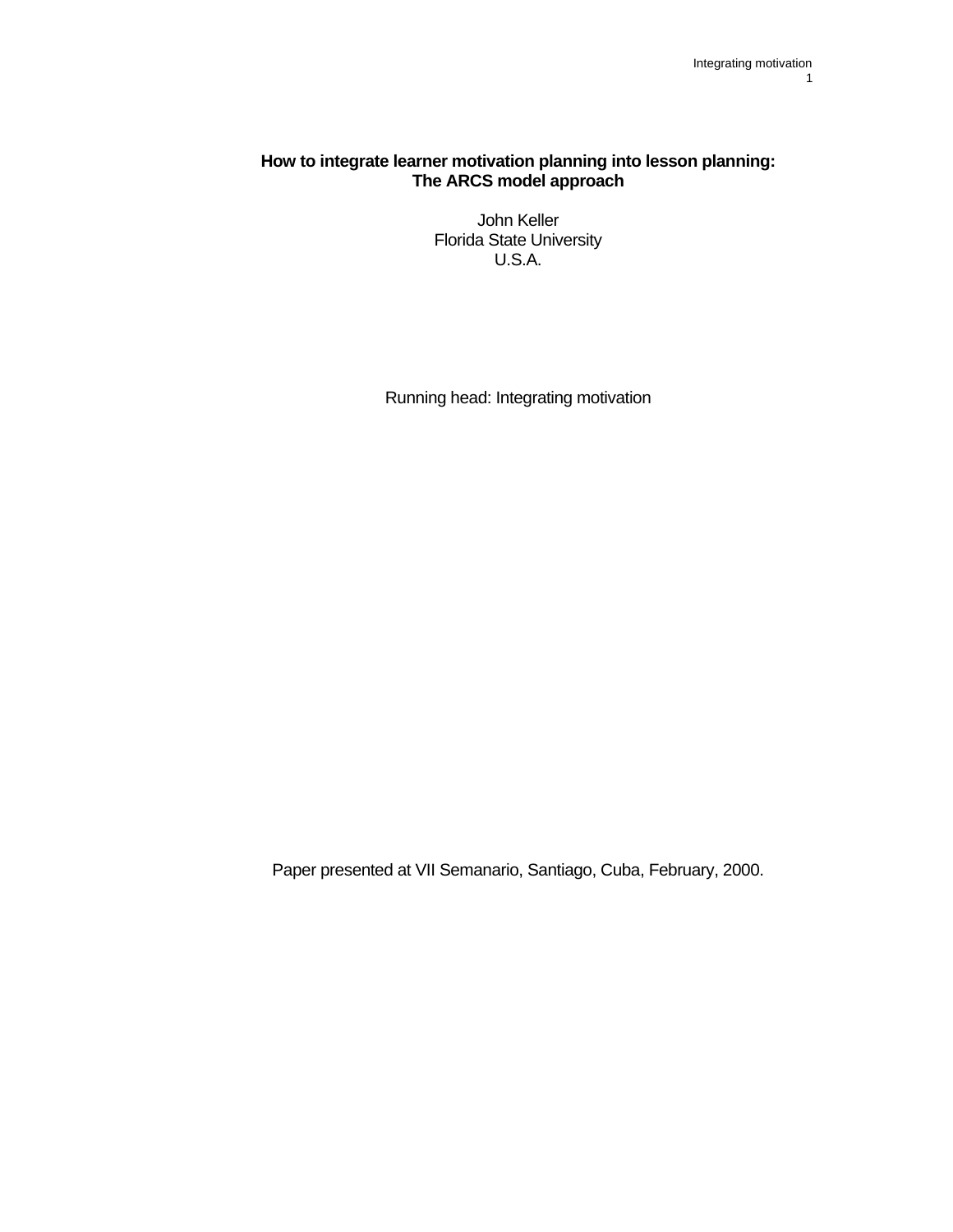# How to integrate learner motivation planning into lesson planning: The ARCS model approach

John Keller
Florida State University
U.S.A.

Running head: Integrating motivation

Paper presented at VII Semanario, Santiago, Cuba, February, 2000.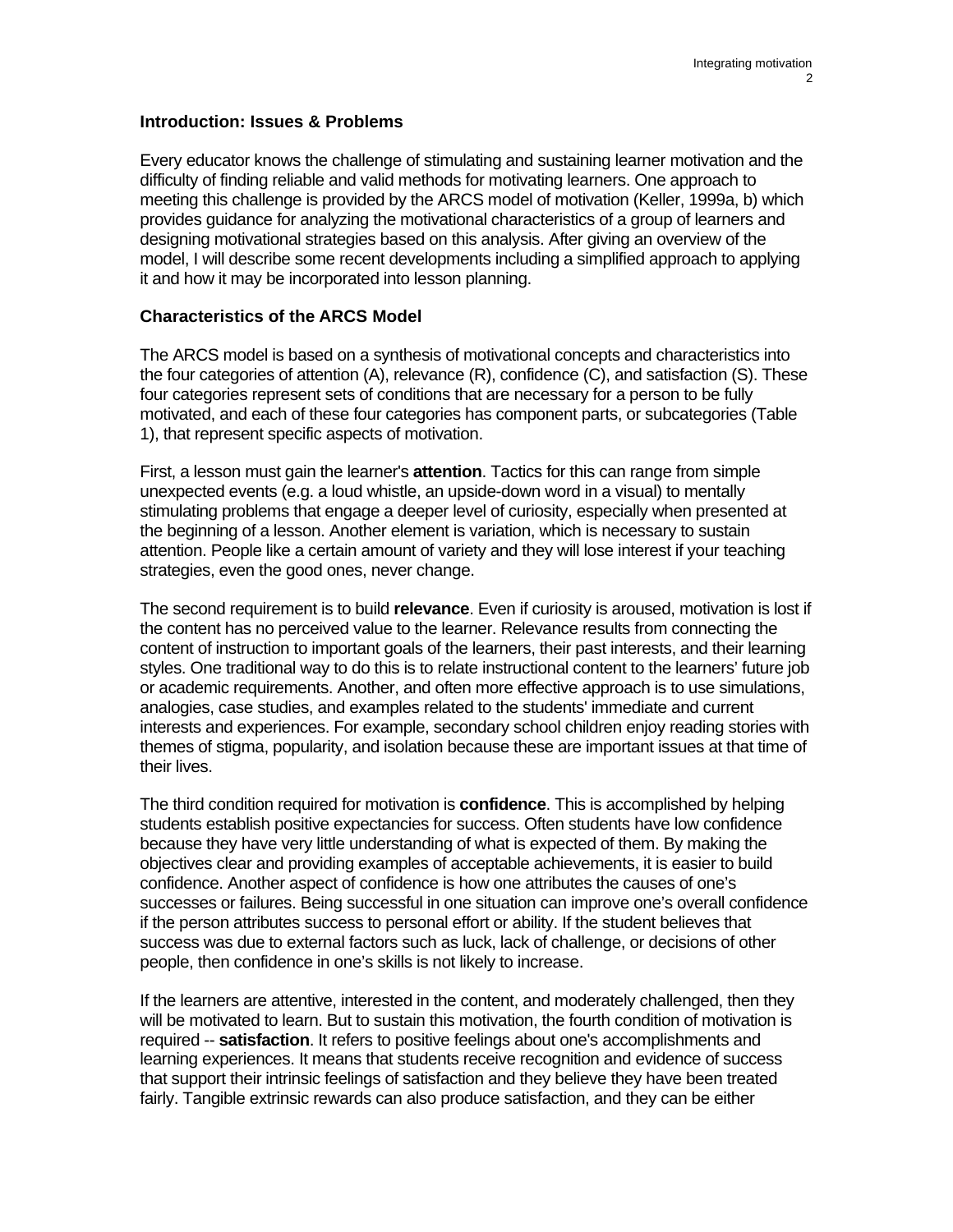## Introduction: Issues & Problems

Every educator knows the challenge of stimulating and sustaining learner motivation and the difficulty of finding reliable and valid methods for motivating learners. One approach to meeting this challenge is provided by the ARCS model of motivation (Keller, 1999a, b) which provides guidance for analyzing the motivational characteristics of a group of learners and designing motivational strategies based on this analysis. After giving an overview of the model, I will describe some recent developments including a simplified approach to applying it and how it may be incorporated into lesson planning.

## Characteristics of the ARCS Model

The ARCS model is based on a synthesis of motivational concepts and characteristics into the four categories of attention (A), relevance (R), confidence (C), and satisfaction (S). These four categories represent sets of conditions that are necessary for a person to be fully motivated, and each of these four categories has component parts, or subcategories (Table 1), that represent specific aspects of motivation.

First, a lesson must gain the learner's **attention**. Tactics for this can range from simple unexpected events (e.g. a loud whistle, an upside-down word in a visual) to mentally stimulating problems that engage a deeper level of curiosity, especially when presented at the beginning of a lesson. Another element is variation, which is necessary to sustain attention. People like a certain amount of variety and they will lose interest if your teaching strategies, even the good ones, never change.

The second requirement is to build **relevance**. Even if curiosity is aroused, motivation is lost if the content has no perceived value to the learner. Relevance results from connecting the content of instruction to important goals of the learners, their past interests, and their learning styles. One traditional way to do this is to relate instructional content to the learners' future job or academic requirements. Another, and often more effective approach is to use simulations, analogies, case studies, and examples related to the students' immediate and current interests and experiences. For example, secondary school children enjoy reading stories with themes of stigma, popularity, and isolation because these are important issues at that time of their lives.

The third condition required for motivation is **confidence**. This is accomplished by helping students establish positive expectancies for success. Often students have low confidence because they have very little understanding of what is expected of them. By making the objectives clear and providing examples of acceptable achievements, it is easier to build confidence. Another aspect of confidence is how one attributes the causes of one's successes or failures. Being successful in one situation can improve one's overall confidence if the person attributes success to personal effort or ability. If the student believes that success was due to external factors such as luck, lack of challenge, or decisions of other people, then confidence in one's skills is not likely to increase.

If the learners are attentive, interested in the content, and moderately challenged, then they will be motivated to learn. But to sustain this motivation, the fourth condition of motivation is required -- **satisfaction**. It refers to positive feelings about one's accomplishments and learning experiences. It means that students receive recognition and evidence of success that support their intrinsic feelings of satisfaction and they believe they have been treated fairly. Tangible extrinsic rewards can also produce satisfaction, and they can be either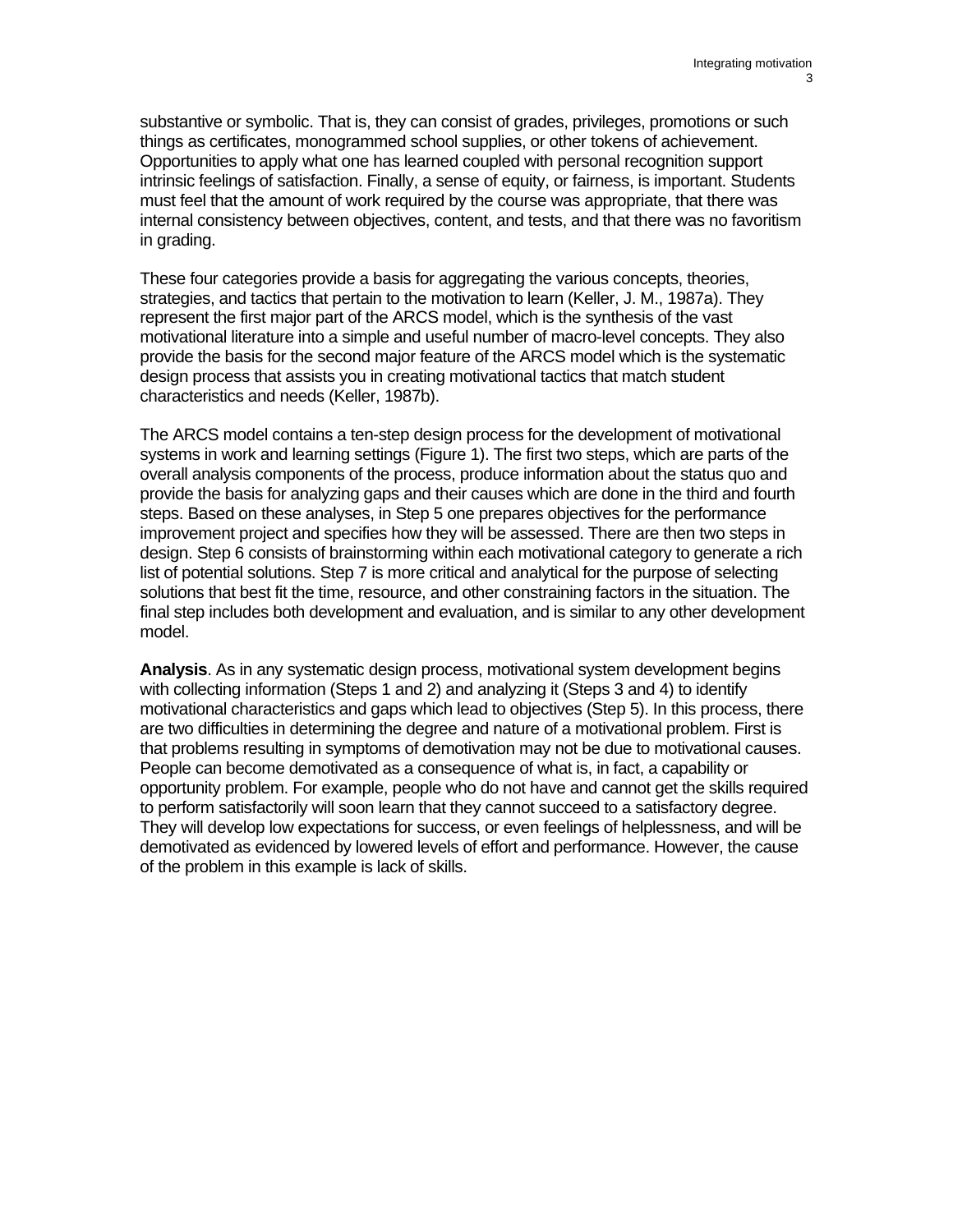substantive or symbolic. That is, they can consist of grades, privileges, promotions or such things as certificates, monogrammed school supplies, or other tokens of achievement. Opportunities to apply what one has learned coupled with personal recognition support intrinsic feelings of satisfaction. Finally, a sense of equity, or fairness, is important. Students must feel that the amount of work required by the course was appropriate, that there was internal consistency between objectives, content, and tests, and that there was no favoritism in grading.

These four categories provide a basis for aggregating the various concepts, theories, strategies, and tactics that pertain to the motivation to learn (Keller, J. M., 1987a). They represent the first major part of the ARCS model, which is the synthesis of the vast motivational literature into a simple and useful number of macro-level concepts. They also provide the basis for the second major feature of the ARCS model which is the systematic design process that assists you in creating motivational tactics that match student characteristics and needs (Keller, 1987b).

The ARCS model contains a ten-step design process for the development of motivational systems in work and learning settings (Figure 1). The first two steps, which are parts of the overall analysis components of the process, produce information about the status quo and provide the basis for analyzing gaps and their causes which are done in the third and fourth steps. Based on these analyses, in Step 5 one prepares objectives for the performance improvement project and specifies how they will be assessed. There are then two steps in design. Step 6 consists of brainstorming within each motivational category to generate a rich list of potential solutions. Step 7 is more critical and analytical for the purpose of selecting solutions that best fit the time, resource, and other constraining factors in the situation. The final step includes both development and evaluation, and is similar to any other development model.

**Analysis**. As in any systematic design process, motivational system development begins with collecting information (Steps 1 and 2) and analyzing it (Steps 3 and 4) to identify motivational characteristics and gaps which lead to objectives (Step 5). In this process, there are two difficulties in determining the degree and nature of a motivational problem. First is that problems resulting in symptoms of demotivation may not be due to motivational causes. People can become demotivated as a consequence of what is, in fact, a capability or opportunity problem. For example, people who do not have and cannot get the skills required to perform satisfactorily will soon learn that they cannot succeed to a satisfactory degree. They will develop low expectations for success, or even feelings of helplessness, and will be demotivated as evidenced by lowered levels of effort and performance. However, the cause of the problem in this example is lack of skills.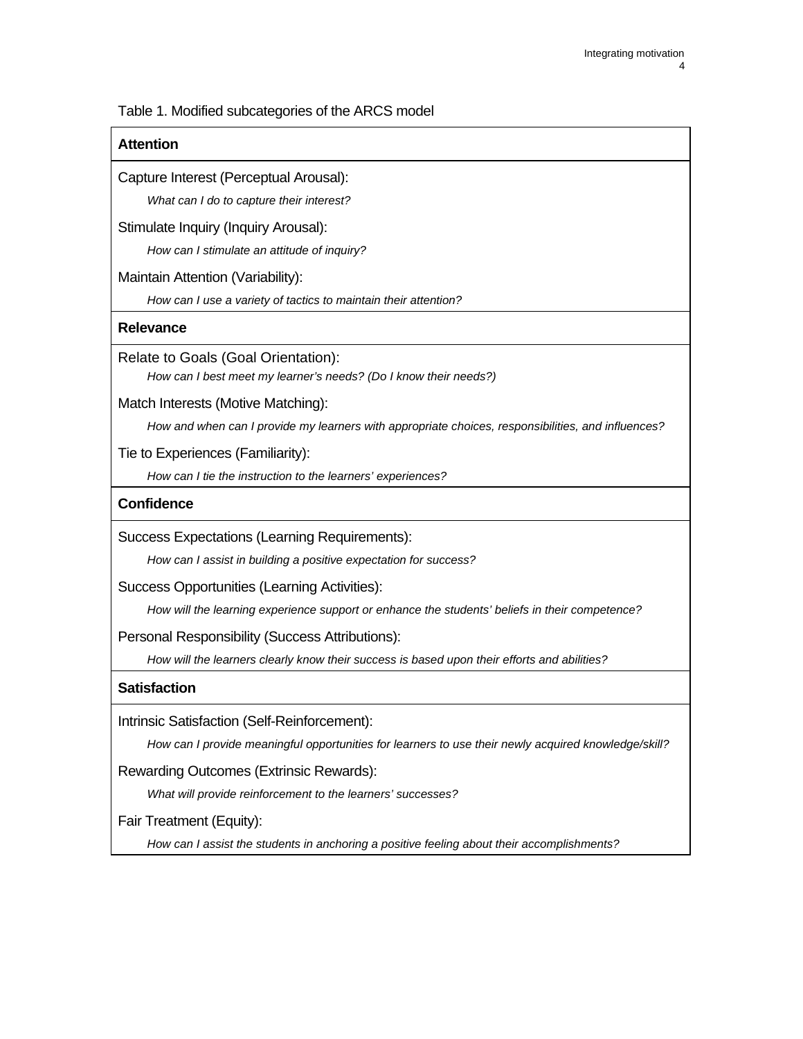Table 1. Modified subcategories of the ARCS model

| **Attention** |
|---|
| Capture Interest (Perceptual Arousal):<br>*What can I do to capture their interest?*<br>Stimulate Inquiry (Inquiry Arousal):<br>*How can I stimulate an attitude of inquiry?*<br>Maintain Attention (Variability):<br>*How can I use a variety of tactics to maintain their attention?* |
| **Relevance** |
| Relate to Goals (Goal Orientation):<br>*How can I best meet my learner's needs? (Do I know their needs?)*<br>Match Interests (Motive Matching):<br>*How and when can I provide my learners with appropriate choices, responsibilities, and influences?*<br>Tie to Experiences (Familiarity):<br>*How can I tie the instruction to the learners' experiences?* |
| **Confidence** |
| Success Expectations (Learning Requirements):<br>*How can I assist in building a positive expectation for success?*<br>Success Opportunities (Learning Activities):<br>*How will the learning experience support or enhance the students' beliefs in their competence?*<br>Personal Responsibility (Success Attributions):<br>*How will the learners clearly know their success is based upon their efforts and abilities?* |
| **Satisfaction** |
| Intrinsic Satisfaction (Self-Reinforcement):<br>*How can I provide meaningful opportunities for learners to use their newly acquired knowledge/skill?*<br>Rewarding Outcomes (Extrinsic Rewards):<br>*What will provide reinforcement to the learners' successes?*<br>Fair Treatment (Equity):<br>*How can I assist the students in anchoring a positive feeling about their accomplishments?* |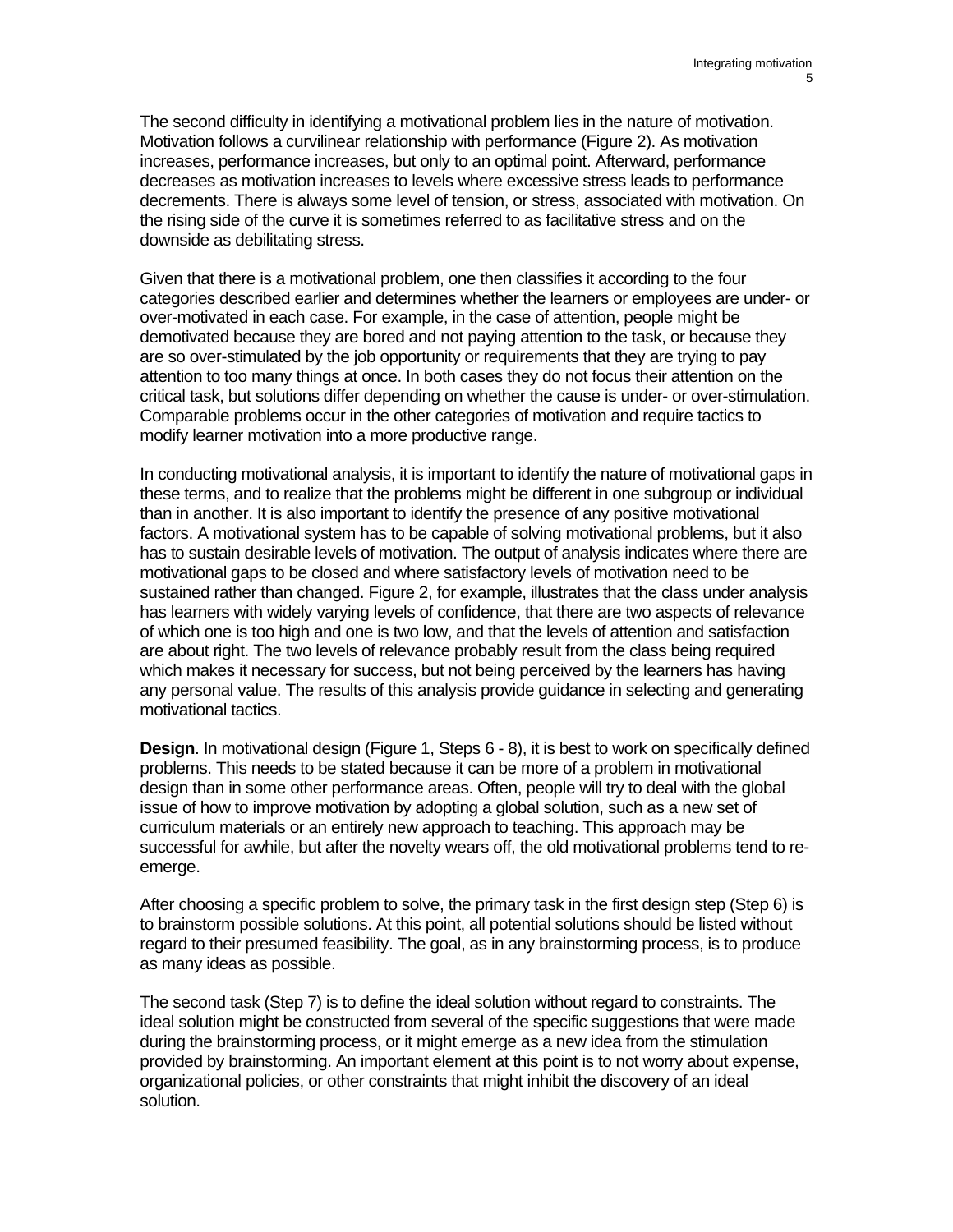The second difficulty in identifying a motivational problem lies in the nature of motivation. Motivation follows a curvilinear relationship with performance (Figure 2). As motivation increases, performance increases, but only to an optimal point. Afterward, performance decreases as motivation increases to levels where excessive stress leads to performance decrements. There is always some level of tension, or stress, associated with motivation. On the rising side of the curve it is sometimes referred to as facilitative stress and on the downside as debilitating stress.

Given that there is a motivational problem, one then classifies it according to the four categories described earlier and determines whether the learners or employees are under- or over-motivated in each case. For example, in the case of attention, people might be demotivated because they are bored and not paying attention to the task, or because they are so over-stimulated by the job opportunity or requirements that they are trying to pay attention to too many things at once. In both cases they do not focus their attention on the critical task, but solutions differ depending on whether the cause is under- or over-stimulation. Comparable problems occur in the other categories of motivation and require tactics to modify learner motivation into a more productive range.

In conducting motivational analysis, it is important to identify the nature of motivational gaps in these terms, and to realize that the problems might be different in one subgroup or individual than in another. It is also important to identify the presence of any positive motivational factors. A motivational system has to be capable of solving motivational problems, but it also has to sustain desirable levels of motivation. The output of analysis indicates where there are motivational gaps to be closed and where satisfactory levels of motivation need to be sustained rather than changed. Figure 2, for example, illustrates that the class under analysis has learners with widely varying levels of confidence, that there are two aspects of relevance of which one is too high and one is two low, and that the levels of attention and satisfaction are about right. The two levels of relevance probably result from the class being required which makes it necessary for success, but not being perceived by the learners has having any personal value. The results of this analysis provide guidance in selecting and generating motivational tactics.

**Design**. In motivational design (Figure 1, Steps 6 - 8), it is best to work on specifically defined problems. This needs to be stated because it can be more of a problem in motivational design than in some other performance areas. Often, people will try to deal with the global issue of how to improve motivation by adopting a global solution, such as a new set of curriculum materials or an entirely new approach to teaching. This approach may be successful for awhile, but after the novelty wears off, the old motivational problems tend to re-emerge.

After choosing a specific problem to solve, the primary task in the first design step (Step 6) is to brainstorm possible solutions. At this point, all potential solutions should be listed without regard to their presumed feasibility. The goal, as in any brainstorming process, is to produce as many ideas as possible.

The second task (Step 7) is to define the ideal solution without regard to constraints. The ideal solution might be constructed from several of the specific suggestions that were made during the brainstorming process, or it might emerge as a new idea from the stimulation provided by brainstorming. An important element at this point is to not worry about expense, organizational policies, or other constraints that might inhibit the discovery of an ideal solution.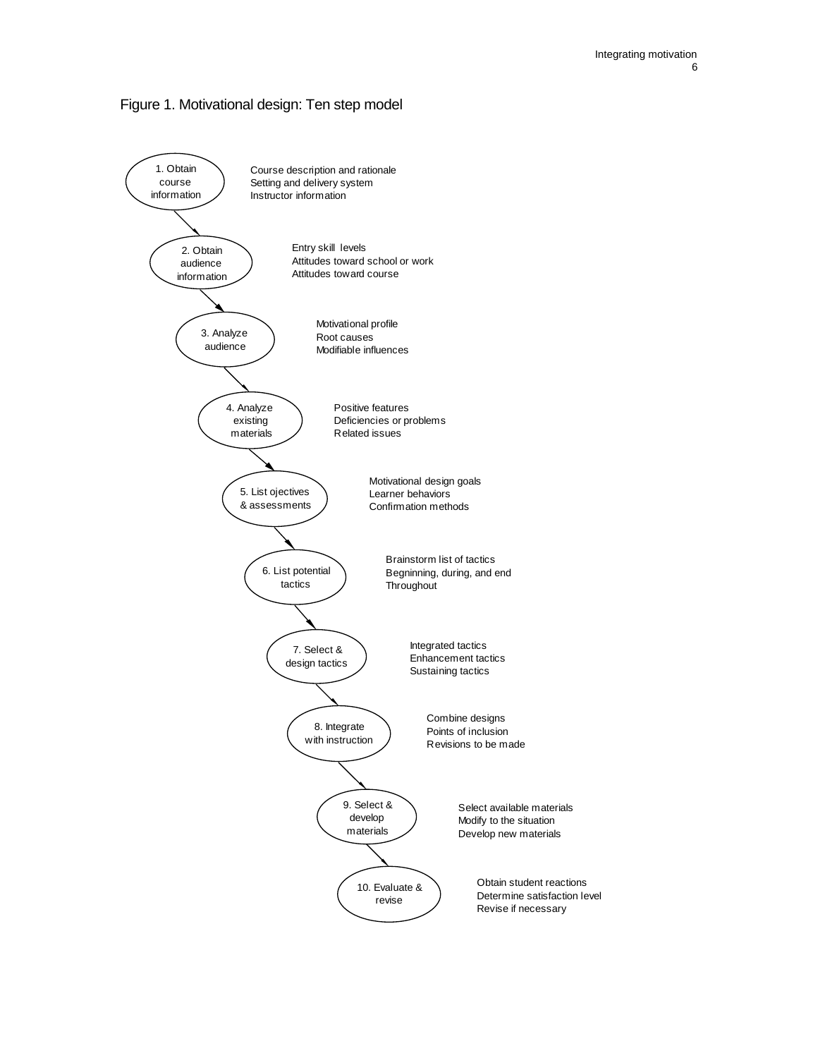Figure 1. Motivational design: Ten step model

1. Obtain course information
   - Course description and rationale
   - Setting and delivery system
   - Instructor information

2. Obtain audience information
   - Entry skill levels
   - Attitudes toward school or work
   - Attitudes toward course

3. Analyze audience
   - Motivational profile
   - Root causes
   - Modifiable influences

4. Analyze existing materials
   - Positive features
   - Deficiencies or problems
   - Related issues

5. List ojectives & assessments
   - Motivational design goals
   - Learner behaviors
   - Confirmation methods

6. List potential tactics
   - Brainstorm list of tactics
   - Begninning, during, and end
   - Throughout

7. Select & design tactics
   - Integrated tactics
   - Enhancement tactics
   - Sustaining tactics

8. Integrate with instruction
   - Combine designs
   - Points of inclusion
   - Revisions to be made

9. Select & develop materials
   - Select available materials
   - Modify to the situation
   - Develop new materials

10. Evaluate & revise
    - Obtain student reactions
    - Determine satisfaction level
    - Revise if necessary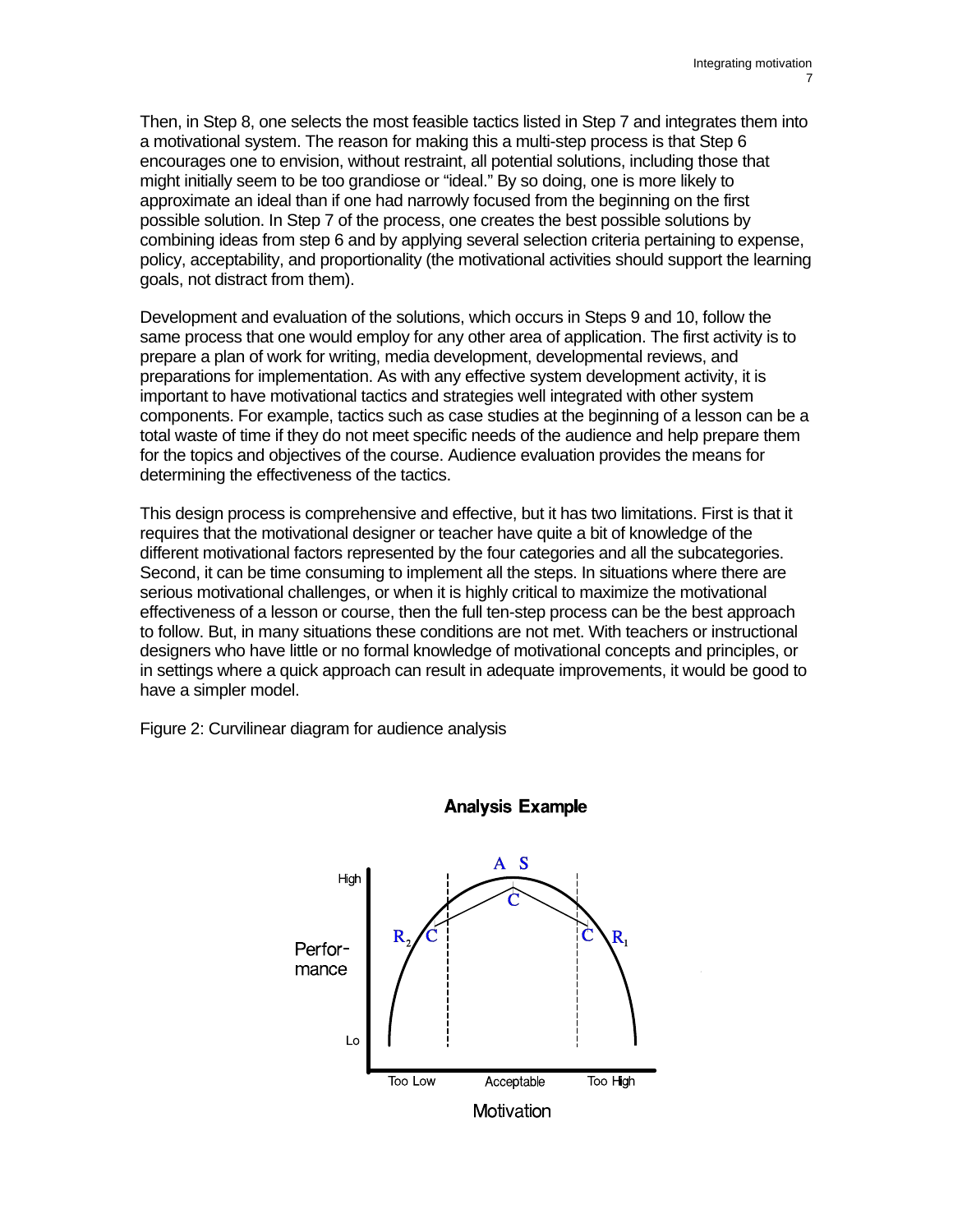Then, in Step 8, one selects the most feasible tactics listed in Step 7 and integrates them into a motivational system. The reason for making this a multi-step process is that Step 6 encourages one to envision, without restraint, all potential solutions, including those that might initially seem to be too grandiose or “ideal.” By so doing, one is more likely to approximate an ideal than if one had narrowly focused from the beginning on the first possible solution. In Step 7 of the process, one creates the best possible solutions by combining ideas from step 6 and by applying several selection criteria pertaining to expense, policy, acceptability, and proportionality (the motivational activities should support the learning goals, not distract from them).

Development and evaluation of the solutions, which occurs in Steps 9 and 10, follow the same process that one would employ for any other area of application. The first activity is to prepare a plan of work for writing, media development, developmental reviews, and preparations for implementation. As with any effective system development activity, it is important to have motivational tactics and strategies well integrated with other system components. For example, tactics such as case studies at the beginning of a lesson can be a total waste of time if they do not meet specific needs of the audience and help prepare them for the topics and objectives of the course. Audience evaluation provides the means for determining the effectiveness of the tactics.

This design process is comprehensive and effective, but it has two limitations. First is that it requires that the motivational designer or teacher have quite a bit of knowledge of the different motivational factors represented by the four categories and all the subcategories. Second, it can be time consuming to implement all the steps. In situations where there are serious motivational challenges, or when it is highly critical to maximize the motivational effectiveness of a lesson or course, then the full ten-step process can be the best approach to follow. But, in many situations these conditions are not met. With teachers or instructional designers who have little or no formal knowledge of motivational concepts and principles, or in settings where a quick approach can result in adequate improvements, it would be good to have a simpler model.

Figure 2: Curvilinear diagram for audience analysis

**Analysis Example**

Performance (Lo – High) vs. Motivation (Too Low – Acceptable – Too High); labels: A, S, C, $R_2$, C, C, $R_1$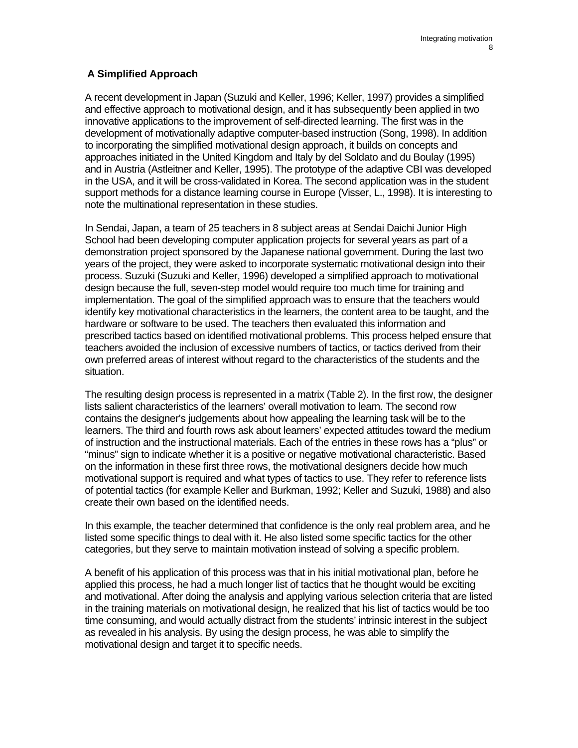## A Simplified Approach

A recent development in Japan (Suzuki and Keller, 1996; Keller, 1997) provides a simplified and effective approach to motivational design, and it has subsequently been applied in two innovative applications to the improvement of self-directed learning. The first was in the development of motivationally adaptive computer-based instruction (Song, 1998). In addition to incorporating the simplified motivational design approach, it builds on concepts and approaches initiated in the United Kingdom and Italy by del Soldato and du Boulay (1995) and in Austria (Astleitner and Keller, 1995). The prototype of the adaptive CBI was developed in the USA, and it will be cross-validated in Korea. The second application was in the student support methods for a distance learning course in Europe (Visser, L., 1998). It is interesting to note the multinational representation in these studies.

In Sendai, Japan, a team of 25 teachers in 8 subject areas at Sendai Daichi Junior High School had been developing computer application projects for several years as part of a demonstration project sponsored by the Japanese national government. During the last two years of the project, they were asked to incorporate systematic motivational design into their process. Suzuki (Suzuki and Keller, 1996) developed a simplified approach to motivational design because the full, seven-step model would require too much time for training and implementation. The goal of the simplified approach was to ensure that the teachers would identify key motivational characteristics in the learners, the content area to be taught, and the hardware or software to be used. The teachers then evaluated this information and prescribed tactics based on identified motivational problems. This process helped ensure that teachers avoided the inclusion of excessive numbers of tactics, or tactics derived from their own preferred areas of interest without regard to the characteristics of the students and the situation.

The resulting design process is represented in a matrix (Table 2). In the first row, the designer lists salient characteristics of the learners' overall motivation to learn. The second row contains the designer's judgements about how appealing the learning task will be to the learners. The third and fourth rows ask about learners' expected attitudes toward the medium of instruction and the instructional materials. Each of the entries in these rows has a "plus" or "minus" sign to indicate whether it is a positive or negative motivational characteristic. Based on the information in these first three rows, the motivational designers decide how much motivational support is required and what types of tactics to use. They refer to reference lists of potential tactics (for example Keller and Burkman, 1992; Keller and Suzuki, 1988) and also create their own based on the identified needs.

In this example, the teacher determined that confidence is the only real problem area, and he listed some specific things to deal with it. He also listed some specific tactics for the other categories, but they serve to maintain motivation instead of solving a specific problem.

A benefit of his application of this process was that in his initial motivational plan, before he applied this process, he had a much longer list of tactics that he thought would be exciting and motivational. After doing the analysis and applying various selection criteria that are listed in the training materials on motivational design, he realized that his list of tactics would be too time consuming, and would actually distract from the students' intrinsic interest in the subject as revealed in his analysis. By using the design process, he was able to simplify the motivational design and target it to specific needs.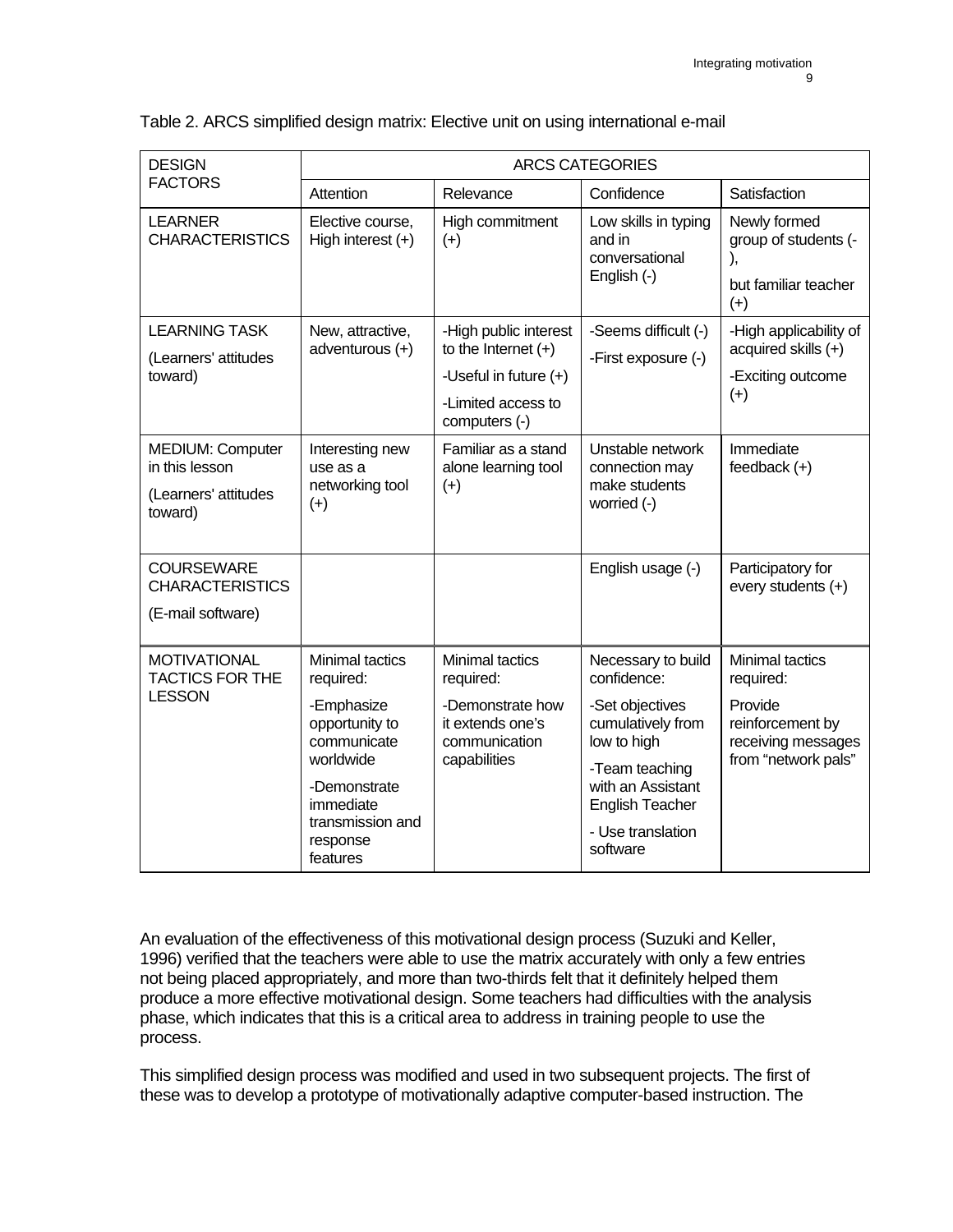Table 2. ARCS simplified design matrix: Elective unit on using international e-mail

| DESIGN FACTORS | ARCS CATEGORIES | | | |
|---|---|---|---|---|
| | Attention | Relevance | Confidence | Satisfaction |
| LEARNER CHARACTERISTICS | Elective course, High interest (+) | High commitment (+) | Low skills in typing and in conversational English (-) | Newly formed group of students (-), but familiar teacher (+) |
| LEARNING TASK (Learners' attitudes toward) | New, attractive, adventurous (+) | -High public interest to the Internet (+) -Useful in future (+) -Limited access to computers (-) | -Seems difficult (-) -First exposure (-) | -High applicability of acquired skills (+) -Exciting outcome (+) |
| MEDIUM: Computer in this lesson (Learners' attitudes toward) | Interesting new use as a networking tool (+) | Familiar as a stand alone learning tool (+) | Unstable network connection may make students worried (-) | Immediate feedback (+) |
| COURSEWARE CHARACTERISTICS (E-mail software) | | | English usage (-) | Participatory for every students (+) |
| MOTIVATIONAL TACTICS FOR THE LESSON | Minimal tactics required: -Emphasize opportunity to communicate worldwide -Demonstrate immediate transmission and response features | Minimal tactics required: -Demonstrate how it extends one's communication capabilities | Necessary to build confidence: -Set objectives cumulatively from low to high -Team teaching with an Assistant English Teacher - Use translation software | Minimal tactics required: Provide reinforcement by receiving messages from "network pals" |

An evaluation of the effectiveness of this motivational design process (Suzuki and Keller, 1996) verified that the teachers were able to use the matrix accurately with only a few entries not being placed appropriately, and more than two-thirds felt that it definitely helped them produce a more effective motivational design. Some teachers had difficulties with the analysis phase, which indicates that this is a critical area to address in training people to use the process.

This simplified design process was modified and used in two subsequent projects. The first of these was to develop a prototype of motivationally adaptive computer-based instruction. The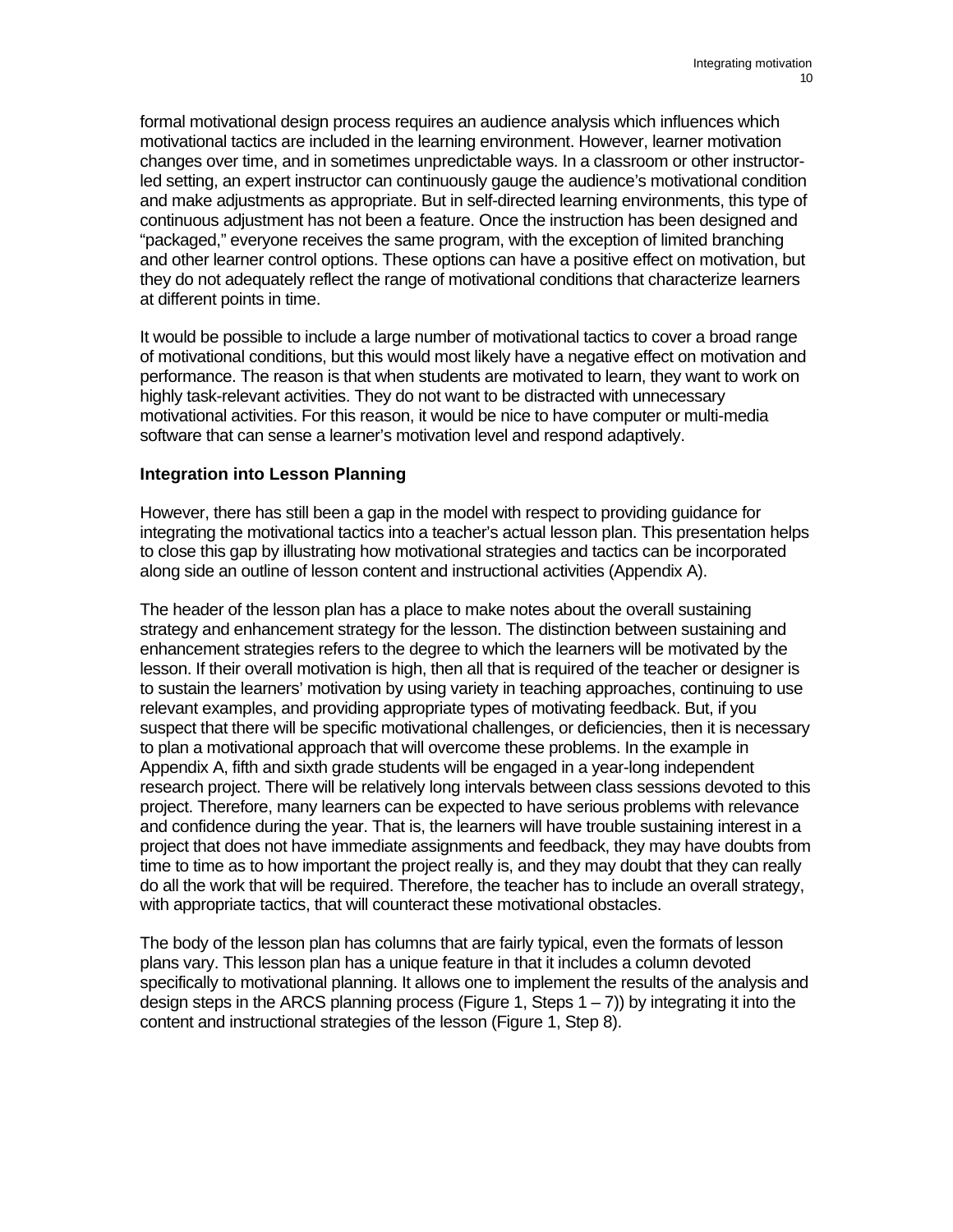formal motivational design process requires an audience analysis which influences which motivational tactics are included in the learning environment. However, learner motivation changes over time, and in sometimes unpredictable ways. In a classroom or other instructor-led setting, an expert instructor can continuously gauge the audience's motivational condition and make adjustments as appropriate. But in self-directed learning environments, this type of continuous adjustment has not been a feature. Once the instruction has been designed and "packaged," everyone receives the same program, with the exception of limited branching and other learner control options. These options can have a positive effect on motivation, but they do not adequately reflect the range of motivational conditions that characterize learners at different points in time.

It would be possible to include a large number of motivational tactics to cover a broad range of motivational conditions, but this would most likely have a negative effect on motivation and performance. The reason is that when students are motivated to learn, they want to work on highly task-relevant activities. They do not want to be distracted with unnecessary motivational activities. For this reason, it would be nice to have computer or multi-media software that can sense a learner's motivation level and respond adaptively.

### Integration into Lesson Planning

However, there has still been a gap in the model with respect to providing guidance for integrating the motivational tactics into a teacher's actual lesson plan. This presentation helps to close this gap by illustrating how motivational strategies and tactics can be incorporated along side an outline of lesson content and instructional activities (Appendix A).

The header of the lesson plan has a place to make notes about the overall sustaining strategy and enhancement strategy for the lesson. The distinction between sustaining and enhancement strategies refers to the degree to which the learners will be motivated by the lesson. If their overall motivation is high, then all that is required of the teacher or designer is to sustain the learners' motivation by using variety in teaching approaches, continuing to use relevant examples, and providing appropriate types of motivating feedback. But, if you suspect that there will be specific motivational challenges, or deficiencies, then it is necessary to plan a motivational approach that will overcome these problems. In the example in Appendix A, fifth and sixth grade students will be engaged in a year-long independent research project. There will be relatively long intervals between class sessions devoted to this project. Therefore, many learners can be expected to have serious problems with relevance and confidence during the year. That is, the learners will have trouble sustaining interest in a project that does not have immediate assignments and feedback, they may have doubts from time to time as to how important the project really is, and they may doubt that they can really do all the work that will be required. Therefore, the teacher has to include an overall strategy, with appropriate tactics, that will counteract these motivational obstacles.

The body of the lesson plan has columns that are fairly typical, even the formats of lesson plans vary. This lesson plan has a unique feature in that it includes a column devoted specifically to motivational planning. It allows one to implement the results of the analysis and design steps in the ARCS planning process (Figure 1, Steps 1 – 7)) by integrating it into the content and instructional strategies of the lesson (Figure 1, Step 8).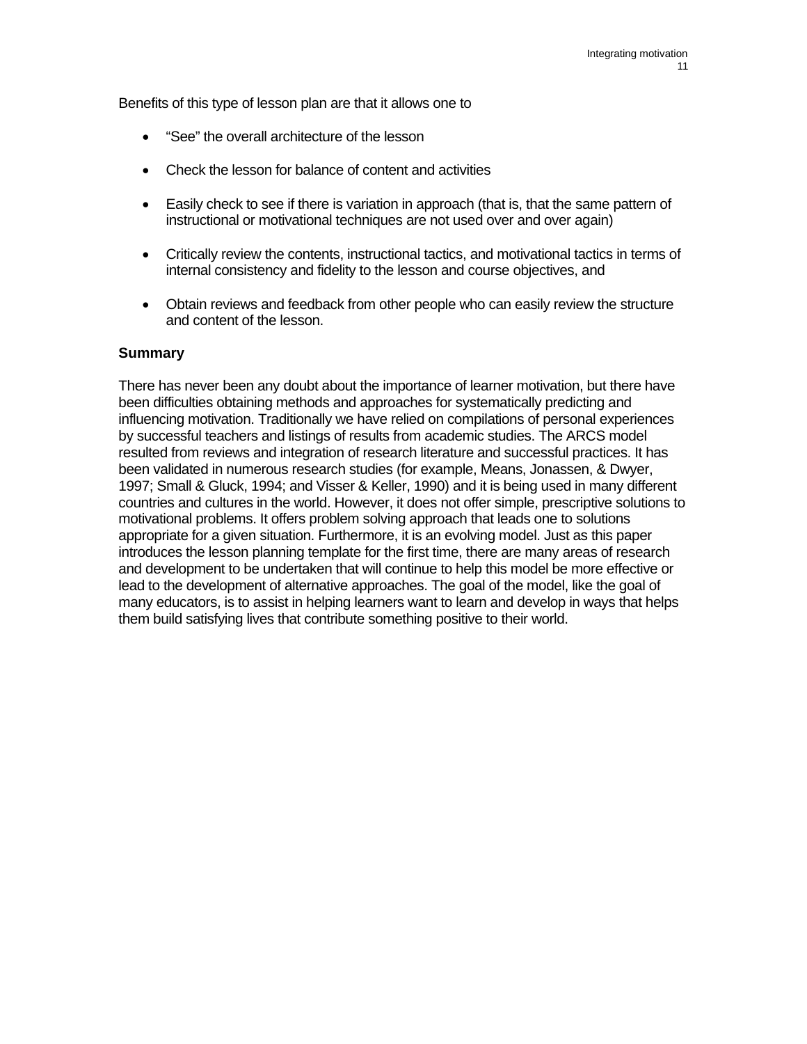Benefits of this type of lesson plan are that it allows one to

- “See” the overall architecture of the lesson
- Check the lesson for balance of content and activities
- Easily check to see if there is variation in approach (that is, that the same pattern of instructional or motivational techniques are not used over and over again)
- Critically review the contents, instructional tactics, and motivational tactics in terms of internal consistency and fidelity to the lesson and course objectives, and
- Obtain reviews and feedback from other people who can easily review the structure and content of the lesson.

## Summary

There has never been any doubt about the importance of learner motivation, but there have been difficulties obtaining methods and approaches for systematically predicting and influencing motivation. Traditionally we have relied on compilations of personal experiences by successful teachers and listings of results from academic studies. The ARCS model resulted from reviews and integration of research literature and successful practices. It has been validated in numerous research studies (for example, Means, Jonassen, & Dwyer, 1997; Small & Gluck, 1994; and Visser & Keller, 1990) and it is being used in many different countries and cultures in the world. However, it does not offer simple, prescriptive solutions to motivational problems. It offers problem solving approach that leads one to solutions appropriate for a given situation. Furthermore, it is an evolving model. Just as this paper introduces the lesson planning template for the first time, there are many areas of research and development to be undertaken that will continue to help this model be more effective or lead to the development of alternative approaches. The goal of the model, like the goal of many educators, is to assist in helping learners want to learn and develop in ways that helps them build satisfying lives that contribute something positive to their world.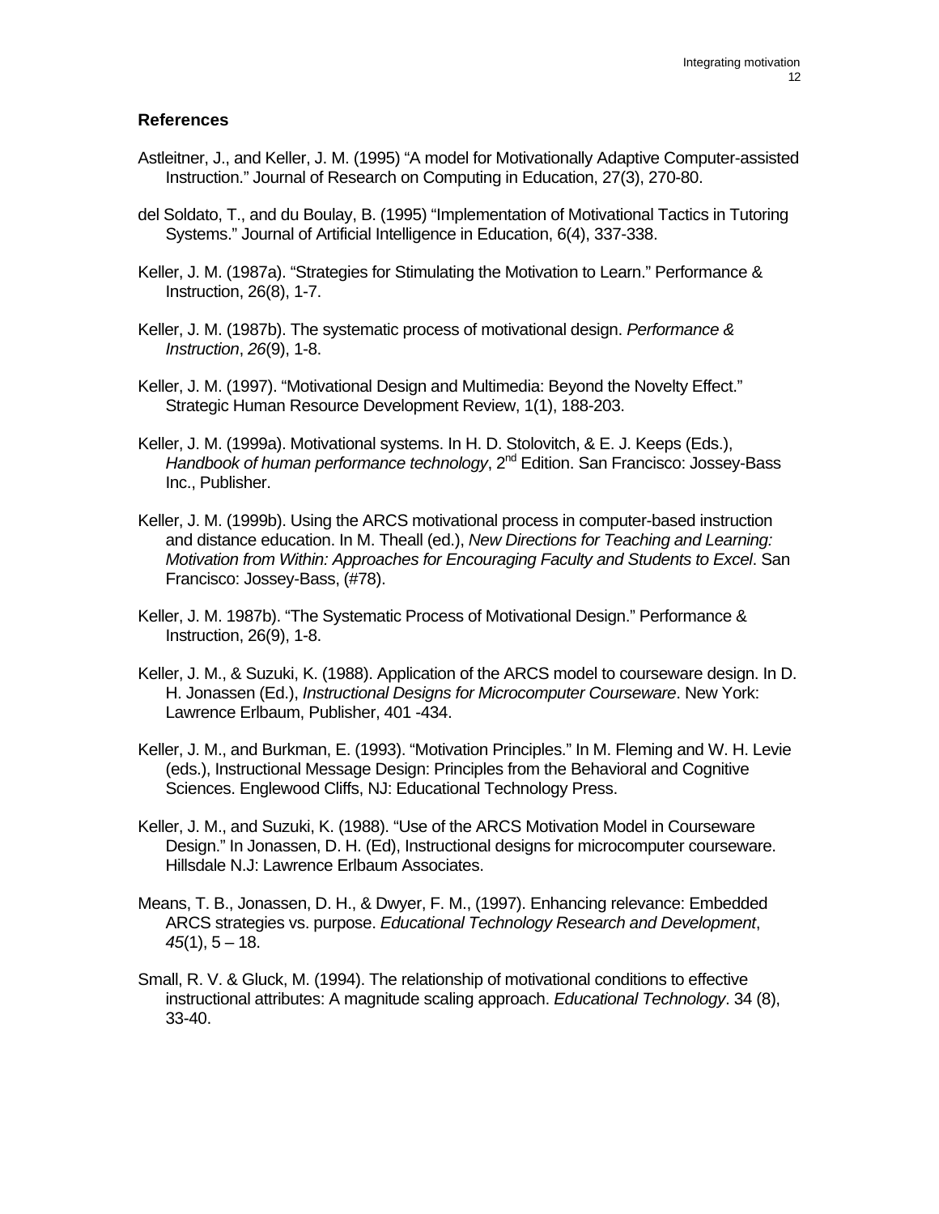## References

Astleitner, J., and Keller, J. M. (1995) "A model for Motivationally Adaptive Computer-assisted Instruction." Journal of Research on Computing in Education, 27(3), 270-80.

del Soldato, T., and du Boulay, B. (1995) "Implementation of Motivational Tactics in Tutoring Systems." Journal of Artificial Intelligence in Education, 6(4), 337-338.

Keller, J. M. (1987a). "Strategies for Stimulating the Motivation to Learn." Performance & Instruction, 26(8), 1-7.

Keller, J. M. (1987b). The systematic process of motivational design. *Performance & Instruction*, *26*(9), 1-8.

Keller, J. M. (1997). "Motivational Design and Multimedia: Beyond the Novelty Effect." Strategic Human Resource Development Review, 1(1), 188-203.

Keller, J. M. (1999a). Motivational systems. In H. D. Stolovitch, & E. J. Keeps (Eds.), *Handbook of human performance technology*, 2nd Edition. San Francisco: Jossey-Bass Inc., Publisher.

Keller, J. M. (1999b). Using the ARCS motivational process in computer-based instruction and distance education. In M. Theall (ed.), *New Directions for Teaching and Learning: Motivation from Within: Approaches for Encouraging Faculty and Students to Excel*. San Francisco: Jossey-Bass, (#78).

Keller, J. M. 1987b). "The Systematic Process of Motivational Design." Performance & Instruction, 26(9), 1-8.

Keller, J. M., & Suzuki, K. (1988). Application of the ARCS model to courseware design. In D. H. Jonassen (Ed.), *Instructional Designs for Microcomputer Courseware*. New York: Lawrence Erlbaum, Publisher, 401 -434.

Keller, J. M., and Burkman, E. (1993). "Motivation Principles." In M. Fleming and W. H. Levie (eds.), Instructional Message Design: Principles from the Behavioral and Cognitive Sciences. Englewood Cliffs, NJ: Educational Technology Press.

Keller, J. M., and Suzuki, K. (1988). "Use of the ARCS Motivation Model in Courseware Design." In Jonassen, D. H. (Ed), Instructional designs for microcomputer courseware. Hillsdale N.J: Lawrence Erlbaum Associates.

Means, T. B., Jonassen, D. H., & Dwyer, F. M., (1997). Enhancing relevance: Embedded ARCS strategies vs. purpose. *Educational Technology Research and Development*, *45*(1), 5 – 18.

Small, R. V. & Gluck, M. (1994). The relationship of motivational conditions to effective instructional attributes: A magnitude scaling approach. *Educational Technology*. 34 (8), 33-40.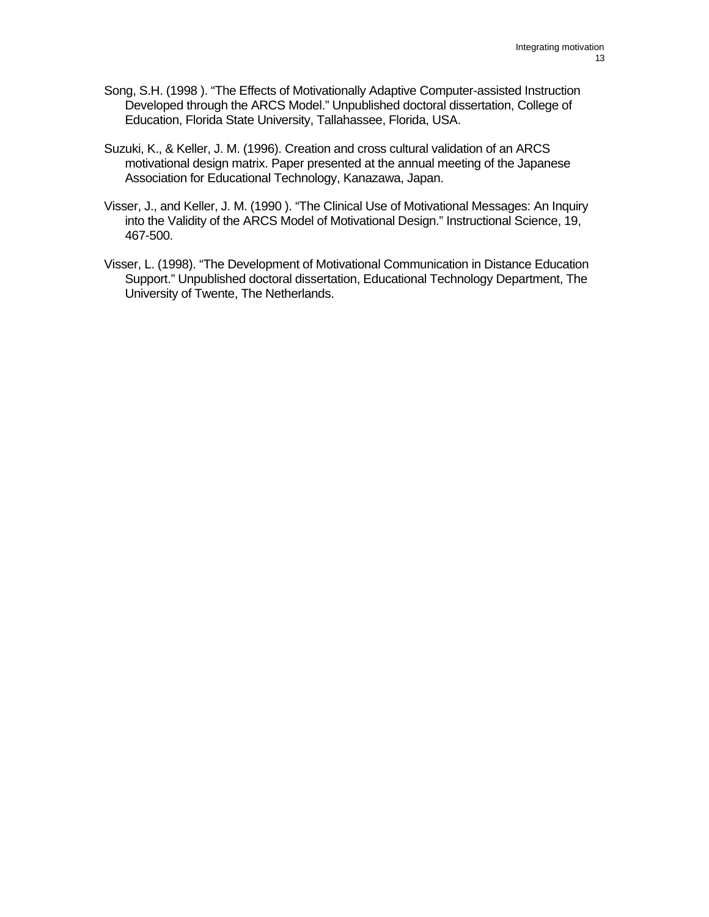Song, S.H. (1998 ). “The Effects of Motivationally Adaptive Computer-assisted Instruction Developed through the ARCS Model.” Unpublished doctoral dissertation, College of Education, Florida State University, Tallahassee, Florida, USA.

Suzuki, K., & Keller, J. M. (1996). Creation and cross cultural validation of an ARCS motivational design matrix. Paper presented at the annual meeting of the Japanese Association for Educational Technology, Kanazawa, Japan.

Visser, J., and Keller, J. M. (1990 ). “The Clinical Use of Motivational Messages: An Inquiry into the Validity of the ARCS Model of Motivational Design.” Instructional Science, 19, 467-500.

Visser, L. (1998). “The Development of Motivational Communication in Distance Education Support.” Unpublished doctoral dissertation, Educational Technology Department, The University of Twente, The Netherlands.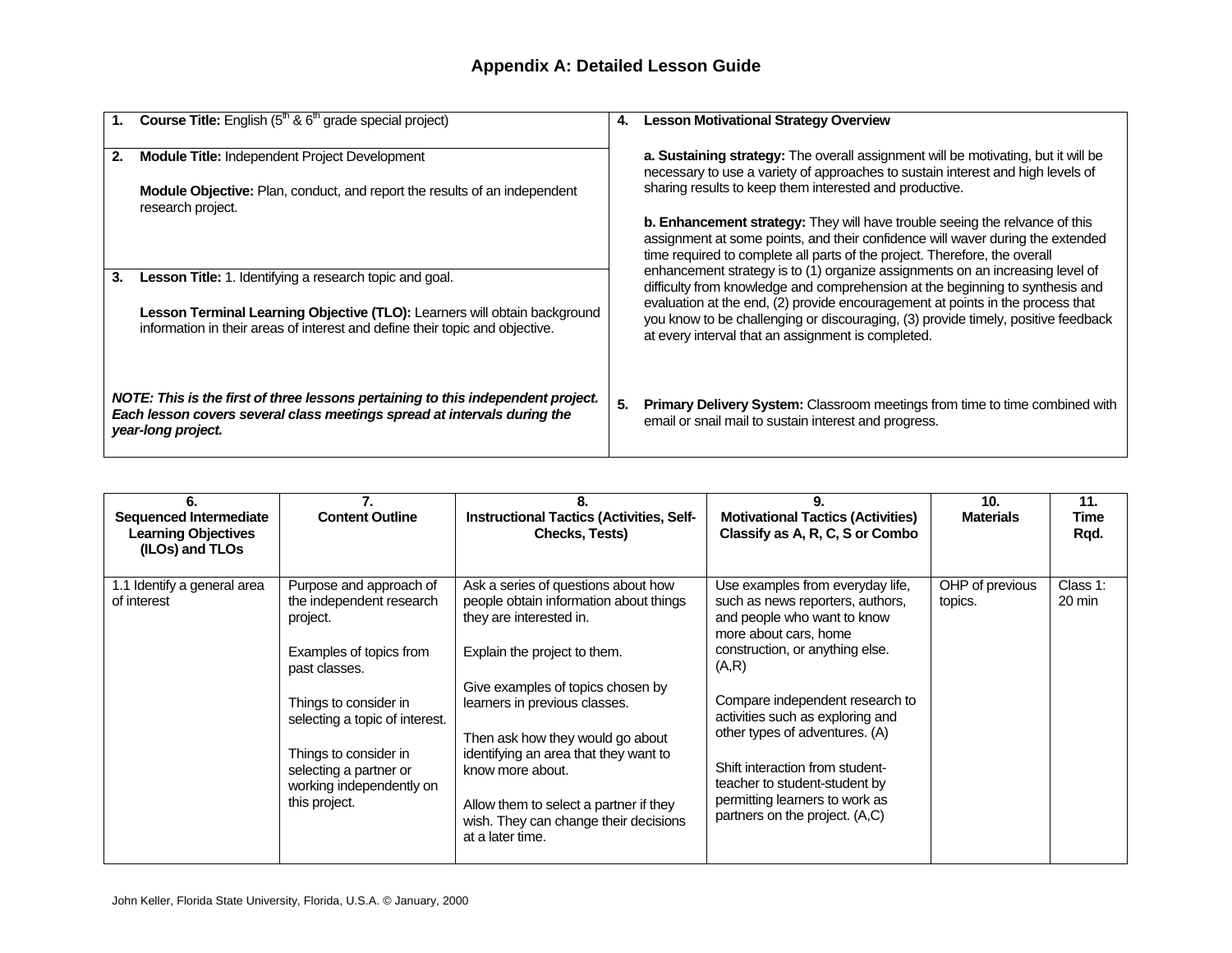## Appendix A: Detailed Lesson Guide

| | |
|---|---|
| **1. Course Title:** English (5th & 6th grade special project) | **4. Lesson Motivational Strategy Overview**<br><br>**a. Sustaining strategy:** The overall assignment will be motivating, but it will be necessary to use a variety of approaches to sustain interest and high levels of sharing results to keep them interested and productive.<br><br>**b. Enhancement strategy:** They will have trouble seeing the relvance of this assignment at some points, and their confidence will waver during the extended time required to complete all parts of the project. Therefore, the overall enhancement strategy is to (1) organize assignments on an increasing level of difficulty from knowledge and comprehension at the beginning to synthesis and evaluation at the end, (2) provide encouragement at points in the process that you know to be challenging or discouraging, (3) provide timely, positive feedback at every interval that an assignment is completed. |
| **2. Module Title:** Independent Project Development<br><br>**Module Objective:** Plan, conduct, and report the results of an independent research project. | |
| **3. Lesson Title:** 1. Identifying a research topic and goal.<br><br>**Lesson Terminal Learning Objective (TLO):** Learners will obtain background information in their areas of interest and define their topic and objective.<br><br>***NOTE: This is the first of three lessons pertaining to this independent project. Each lesson covers several class meetings spread at intervals during the year-long project.*** | **5. Primary Delivery System:** Classroom meetings from time to time combined with email or snail mail to sustain interest and progress. |

| 6. Sequenced Intermediate Learning Objectives (ILOs) and TLOs | 7. Content Outline | 8. Instructional Tactics (Activities, Self-Checks, Tests) | 9. Motivational Tactics (Activities) Classify as A, R, C, S or Combo | 10. Materials | 11. Time Rqd. |
|---|---|---|---|---|---|
| 1.1 Identify a general area of interest | Purpose and approach of the independent research project.<br><br>Examples of topics from past classes.<br><br>Things to consider in selecting a topic of interest.<br><br>Things to consider in selecting a partner or working independently on this project. | Ask a series of questions about how people obtain information about things they are interested in.<br><br>Explain the project to them.<br><br>Give examples of topics chosen by learners in previous classes.<br><br>Then ask how they would go about identifying an area that they want to know more about.<br><br>Allow them to select a partner if they wish. They can change their decisions at a later time. | Use examples from everyday life, such as news reporters, authors, and people who want to know more about cars, home construction, or anything else. (A,R)<br><br>Compare independent research to activities such as exploring and other types of adventures. (A)<br><br>Shift interaction from student-teacher to student-student by permitting learners to work as partners on the project. (A,C) | OHP of previous topics. | Class 1: 20 min |

John Keller, Florida State University, Florida, U.S.A. © January, 2000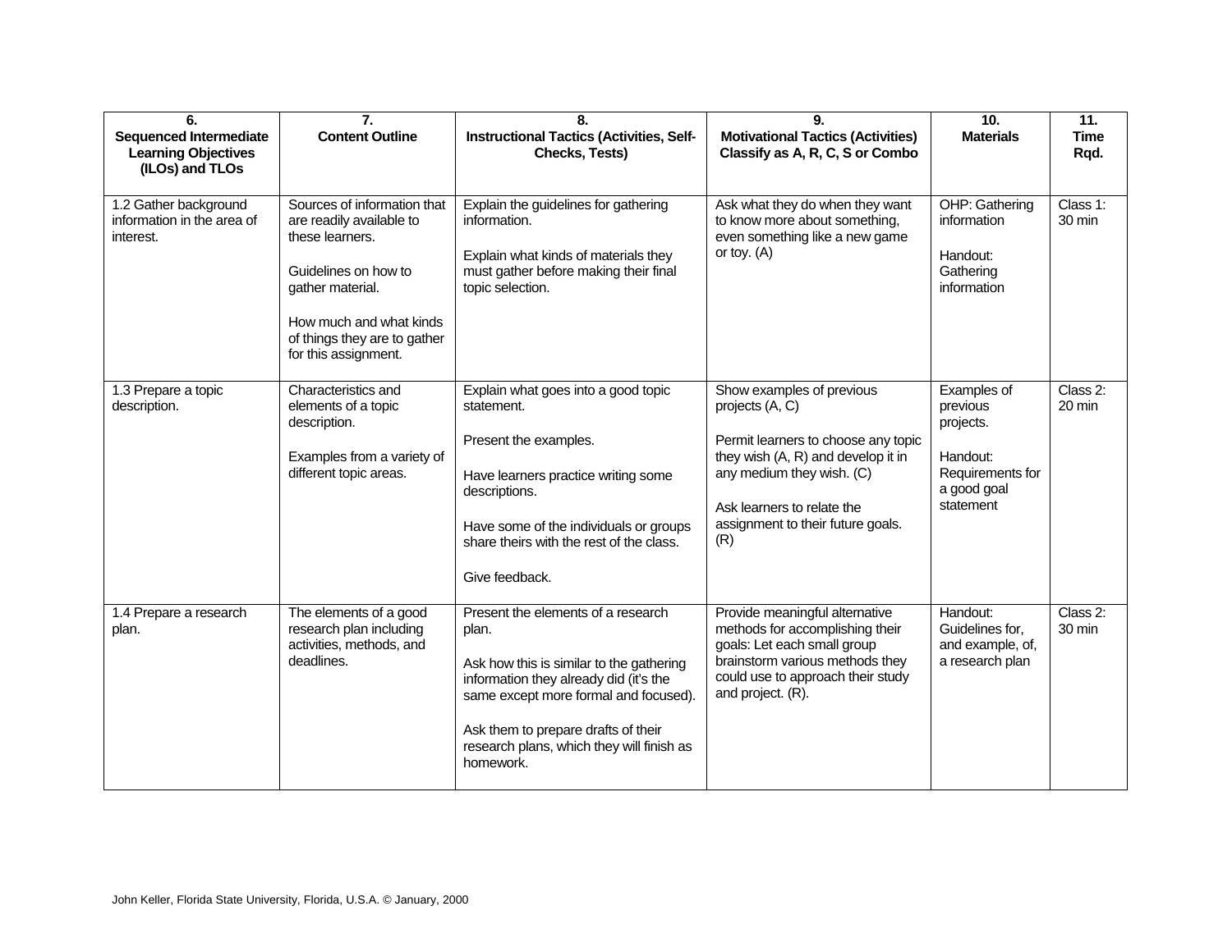| 6. Sequenced Intermediate Learning Objectives (ILOs) and TLOs | 7. Content Outline | 8. Instructional Tactics (Activities, Self-Checks, Tests) | 9. Motivational Tactics (Activities) Classify as A, R, C, S or Combo | 10. Materials | 11. Time Rqd. |
|---|---|---|---|---|---|
| 1.2 Gather background information in the area of interest. | Sources of information that are readily available to these learners.<br><br>Guidelines on how to gather material.<br><br>How much and what kinds of things they are to gather for this assignment. | Explain the guidelines for gathering information.<br><br>Explain what kinds of materials they must gather before making their final topic selection. | Ask what they do when they want to know more about something, even something like a new game or toy. (A) | OHP: Gathering information<br><br>Handout: Gathering information | Class 1: 30 min |
| 1.3 Prepare a topic description. | Characteristics and elements of a topic description.<br><br>Examples from a variety of different topic areas. | Explain what goes into a good topic statement.<br><br>Present the examples.<br><br>Have learners practice writing some descriptions.<br><br>Have some of the individuals or groups share theirs with the rest of the class.<br><br>Give feedback. | Show examples of previous projects (A, C)<br><br>Permit learners to choose any topic they wish (A, R) and develop it in any medium they wish. (C)<br><br>Ask learners to relate the assignment to their future goals. (R) | Examples of previous projects.<br><br>Handout: Requirements for a good goal statement | Class 2: 20 min |
| 1.4 Prepare a research plan. | The elements of a good research plan including activities, methods, and deadlines. | Present the elements of a research plan.<br><br>Ask how this is similar to the gathering information they already did (it's the same except more formal and focused).<br><br>Ask them to prepare drafts of their research plans, which they will finish as homework. | Provide meaningful alternative methods for accomplishing their goals: Let each small group brainstorm various methods they could use to approach their study and project. (R). | Handout: Guidelines for, and example, of, a research plan | Class 2: 30 min |

John Keller, Florida State University, Florida, U.S.A. © January, 2000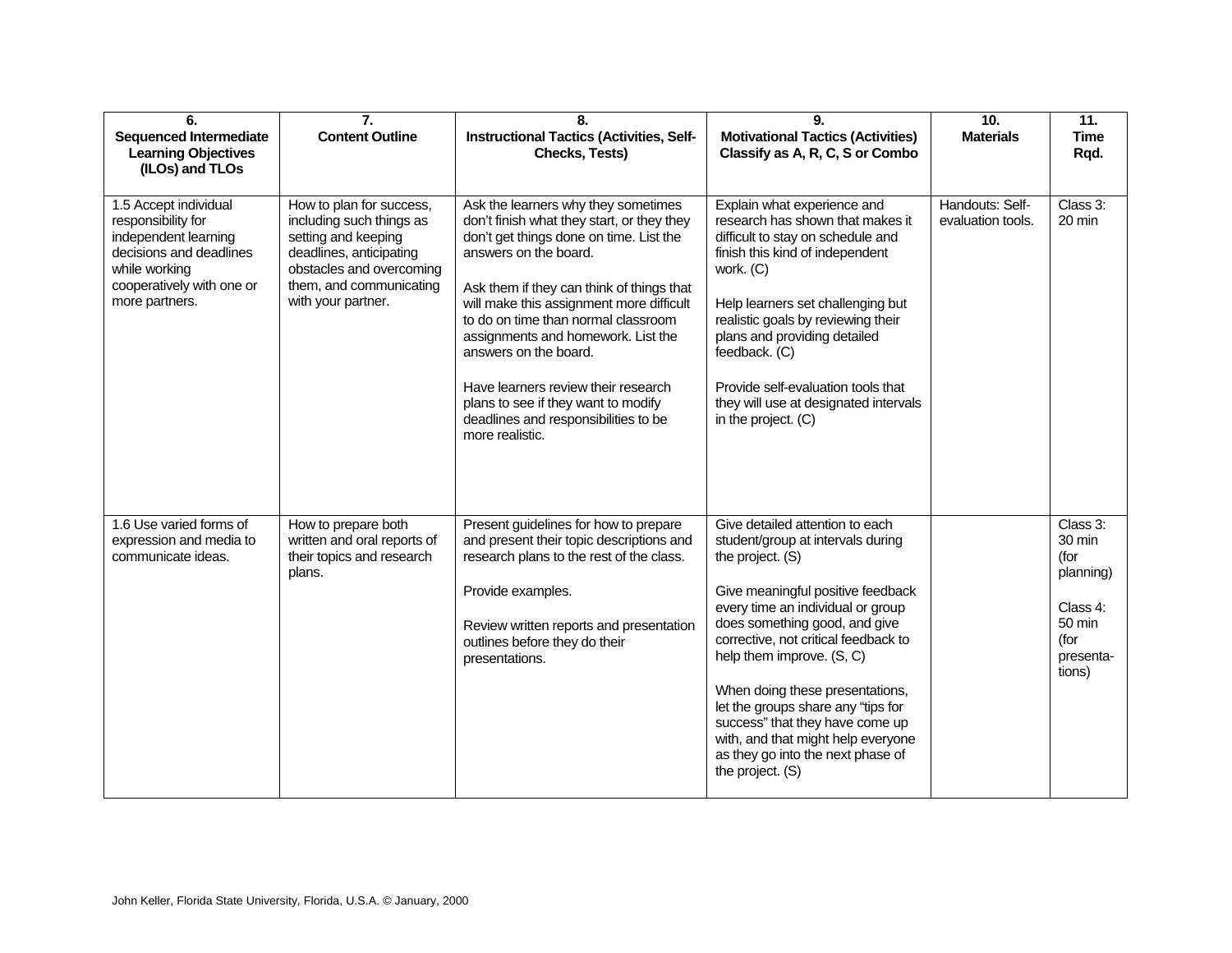| 6. Sequenced Intermediate Learning Objectives (ILOs) and TLOs | 7. Content Outline | 8. Instructional Tactics (Activities, Self-Checks, Tests) | 9. Motivational Tactics (Activities) Classify as A, R, C, S or Combo | 10. Materials | 11. Time Rqd. |
|---|---|---|---|---|---|
| 1.5 Accept individual responsibility for independent learning decisions and deadlines while working cooperatively with one or more partners. | How to plan for success, including such things as setting and keeping deadlines, anticipating obstacles and overcoming them, and communicating with your partner. | Ask the learners why they sometimes don't finish what they start, or they they don't get things done on time. List the answers on the board.<br><br>Ask them if they can think of things that will make this assignment more difficult to do on time than normal classroom assignments and homework. List the answers on the board.<br><br>Have learners review their research plans to see if they want to modify deadlines and responsibilities to be more realistic. | Explain what experience and research has shown that makes it difficult to stay on schedule and finish this kind of independent work. (C)<br><br>Help learners set challenging but realistic goals by reviewing their plans and providing detailed feedback. (C)<br><br>Provide self-evaluation tools that they will use at designated intervals in the project. (C) | Handouts: Self-evaluation tools. | Class 3: 20 min |
| 1.6 Use varied forms of expression and media to communicate ideas. | How to prepare both written and oral reports of their topics and research plans. | Present guidelines for how to prepare and present their topic descriptions and research plans to the rest of the class.<br><br>Provide examples.<br><br>Review written reports and presentation outlines before they do their presentations. | Give detailed attention to each student/group at intervals during the project. (S)<br><br>Give meaningful positive feedback every time an individual or group does something good, and give corrective, not critical feedback to help them improve. (S, C)<br><br>When doing these presentations, let the groups share any "tips for success" that they have come up with, and that might help everyone as they go into the next phase of the project. (S) | | Class 3: 30 min (for planning)<br><br>Class 4: 50 min (for presenta-tions) |

John Keller, Florida State University, Florida, U.S.A. © January, 2000